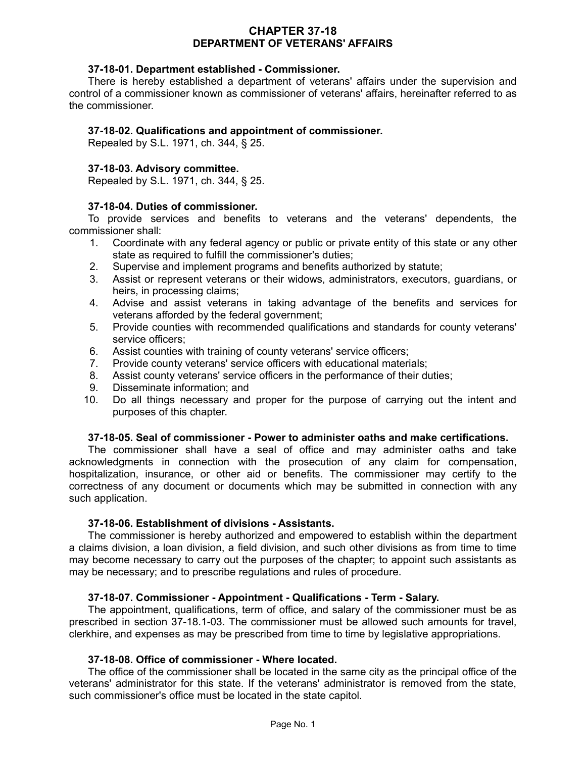# CHAPTER 37-18
# DEPARTMENT OF VETERANS' AFFAIRS

**37-18-01. Department established - Commissioner.**

There is hereby established a department of veterans' affairs under the supervision and control of a commissioner known as commissioner of veterans' affairs, hereinafter referred to as the commissioner.

**37-18-02. Qualifications and appointment of commissioner.**

Repealed by S.L. 1971, ch. 344, § 25.

**37-18-03. Advisory committee.**

Repealed by S.L. 1971, ch. 344, § 25.

**37-18-04. Duties of commissioner.**

To provide services and benefits to veterans and the veterans' dependents, the commissioner shall:

1. Coordinate with any federal agency or public or private entity of this state or any other state as required to fulfill the commissioner's duties;
2. Supervise and implement programs and benefits authorized by statute;
3. Assist or represent veterans or their widows, administrators, executors, guardians, or heirs, in processing claims;
4. Advise and assist veterans in taking advantage of the benefits and services for veterans afforded by the federal government;
5. Provide counties with recommended qualifications and standards for county veterans' service officers;
6. Assist counties with training of county veterans' service officers;
7. Provide county veterans' service officers with educational materials;
8. Assist county veterans' service officers in the performance of their duties;
9. Disseminate information; and
10. Do all things necessary and proper for the purpose of carrying out the intent and purposes of this chapter.

**37-18-05. Seal of commissioner - Power to administer oaths and make certifications.**

The commissioner shall have a seal of office and may administer oaths and take acknowledgments in connection with the prosecution of any claim for compensation, hospitalization, insurance, or other aid or benefits. The commissioner may certify to the correctness of any document or documents which may be submitted in connection with any such application.

**37-18-06. Establishment of divisions - Assistants.**

The commissioner is hereby authorized and empowered to establish within the department a claims division, a loan division, a field division, and such other divisions as from time to time may become necessary to carry out the purposes of the chapter; to appoint such assistants as may be necessary; and to prescribe regulations and rules of procedure.

**37-18-07. Commissioner - Appointment - Qualifications - Term - Salary.**

The appointment, qualifications, term of office, and salary of the commissioner must be as prescribed in section 37-18.1-03. The commissioner must be allowed such amounts for travel, clerkhire, and expenses as may be prescribed from time to time by legislative appropriations.

**37-18-08. Office of commissioner - Where located.**

The office of the commissioner shall be located in the same city as the principal office of the veterans' administrator for this state. If the veterans' administrator is removed from the state, such commissioner's office must be located in the state capitol.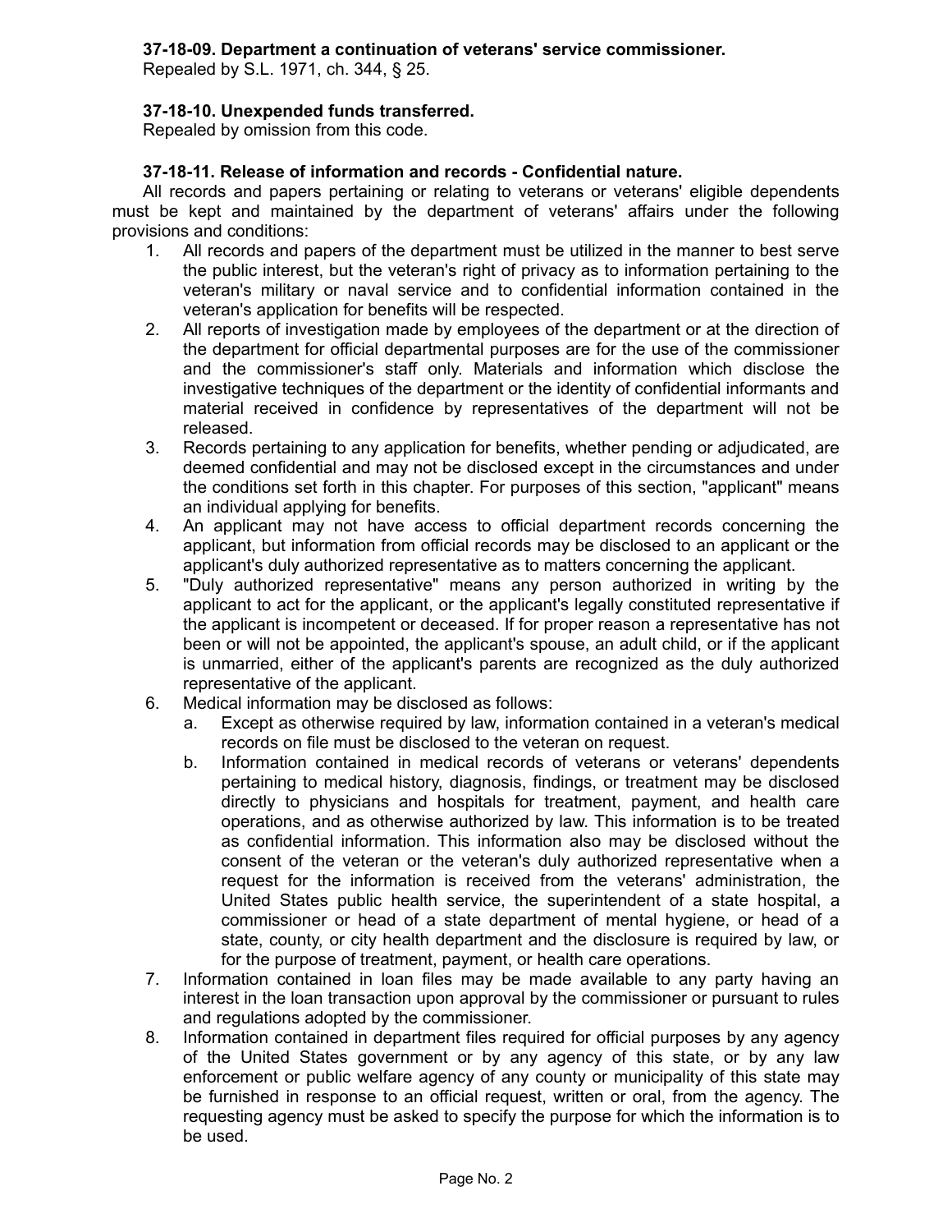**37-18-09. Department a continuation of veterans' service commissioner.**

Repealed by S.L. 1971, ch. 344, § 25.

**37-18-10. Unexpended funds transferred.**

Repealed by omission from this code.

**37-18-11. Release of information and records - Confidential nature.**

All records and papers pertaining or relating to veterans or veterans' eligible dependents must be kept and maintained by the department of veterans' affairs under the following provisions and conditions:

1. All records and papers of the department must be utilized in the manner to best serve the public interest, but the veteran's right of privacy as to information pertaining to the veteran's military or naval service and to confidential information contained in the veteran's application for benefits will be respected.
2. All reports of investigation made by employees of the department or at the direction of the department for official departmental purposes are for the use of the commissioner and the commissioner's staff only. Materials and information which disclose the investigative techniques of the department or the identity of confidential informants and material received in confidence by representatives of the department will not be released.
3. Records pertaining to any application for benefits, whether pending or adjudicated, are deemed confidential and may not be disclosed except in the circumstances and under the conditions set forth in this chapter. For purposes of this section, "applicant" means an individual applying for benefits.
4. An applicant may not have access to official department records concerning the applicant, but information from official records may be disclosed to an applicant or the applicant's duly authorized representative as to matters concerning the applicant.
5. "Duly authorized representative" means any person authorized in writing by the applicant to act for the applicant, or the applicant's legally constituted representative if the applicant is incompetent or deceased. If for proper reason a representative has not been or will not be appointed, the applicant's spouse, an adult child, or if the applicant is unmarried, either of the applicant's parents are recognized as the duly authorized representative of the applicant.
6. Medical information may be disclosed as follows:
   a. Except as otherwise required by law, information contained in a veteran's medical records on file must be disclosed to the veteran on request.
   b. Information contained in medical records of veterans or veterans' dependents pertaining to medical history, diagnosis, findings, or treatment may be disclosed directly to physicians and hospitals for treatment, payment, and health care operations, and as otherwise authorized by law. This information is to be treated as confidential information. This information also may be disclosed without the consent of the veteran or the veteran's duly authorized representative when a request for the information is received from the veterans' administration, the United States public health service, the superintendent of a state hospital, a commissioner or head of a state department of mental hygiene, or head of a state, county, or city health department and the disclosure is required by law, or for the purpose of treatment, payment, or health care operations.
7. Information contained in loan files may be made available to any party having an interest in the loan transaction upon approval by the commissioner or pursuant to rules and regulations adopted by the commissioner.
8. Information contained in department files required for official purposes by any agency of the United States government or by any agency of this state, or by any law enforcement or public welfare agency of any county or municipality of this state may be furnished in response to an official request, written or oral, from the agency. The requesting agency must be asked to specify the purpose for which the information is to be used.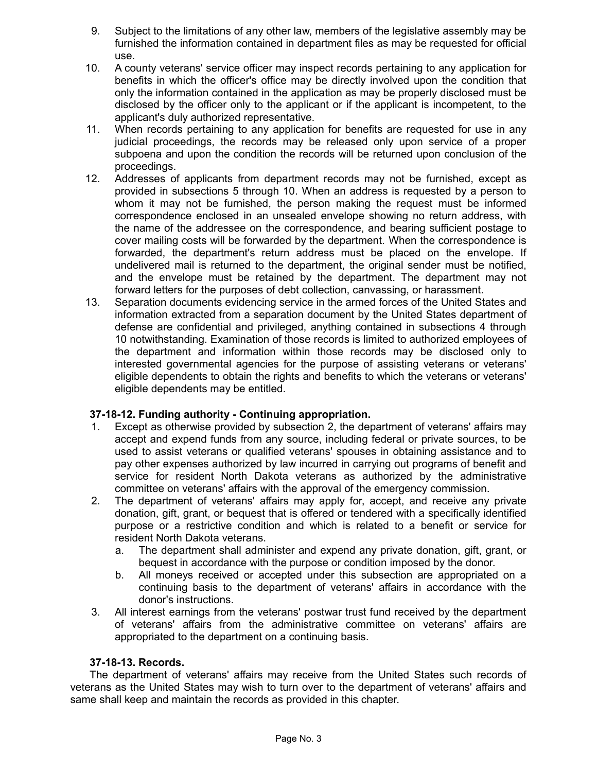9. Subject to the limitations of any other law, members of the legislative assembly may be furnished the information contained in department files as may be requested for official use.
10. A county veterans' service officer may inspect records pertaining to any application for benefits in which the officer's office may be directly involved upon the condition that only the information contained in the application as may be properly disclosed must be disclosed by the officer only to the applicant or if the applicant is incompetent, to the applicant's duly authorized representative.
11. When records pertaining to any application for benefits are requested for use in any judicial proceedings, the records may be released only upon service of a proper subpoena and upon the condition the records will be returned upon conclusion of the proceedings.
12. Addresses of applicants from department records may not be furnished, except as provided in subsections 5 through 10. When an address is requested by a person to whom it may not be furnished, the person making the request must be informed correspondence enclosed in an unsealed envelope showing no return address, with the name of the addressee on the correspondence, and bearing sufficient postage to cover mailing costs will be forwarded by the department. When the correspondence is forwarded, the department's return address must be placed on the envelope. If undelivered mail is returned to the department, the original sender must be notified, and the envelope must be retained by the department. The department may not forward letters for the purposes of debt collection, canvassing, or harassment.
13. Separation documents evidencing service in the armed forces of the United States and information extracted from a separation document by the United States department of defense are confidential and privileged, anything contained in subsections 4 through 10 notwithstanding. Examination of those records is limited to authorized employees of the department and information within those records may be disclosed only to interested governmental agencies for the purpose of assisting veterans or veterans' eligible dependents to obtain the rights and benefits to which the veterans or veterans' eligible dependents may be entitled.

**37-18-12. Funding authority - Continuing appropriation.**

1. Except as otherwise provided by subsection 2, the department of veterans' affairs may accept and expend funds from any source, including federal or private sources, to be used to assist veterans or qualified veterans' spouses in obtaining assistance and to pay other expenses authorized by law incurred in carrying out programs of benefit and service for resident North Dakota veterans as authorized by the administrative committee on veterans' affairs with the approval of the emergency commission.
2. The department of veterans' affairs may apply for, accept, and receive any private donation, gift, grant, or bequest that is offered or tendered with a specifically identified purpose or a restrictive condition and which is related to a benefit or service for resident North Dakota veterans.
   a. The department shall administer and expend any private donation, gift, grant, or bequest in accordance with the purpose or condition imposed by the donor.
   b. All moneys received or accepted under this subsection are appropriated on a continuing basis to the department of veterans' affairs in accordance with the donor's instructions.
3. All interest earnings from the veterans' postwar trust fund received by the department of veterans' affairs from the administrative committee on veterans' affairs are appropriated to the department on a continuing basis.

**37-18-13. Records.**

The department of veterans' affairs may receive from the United States such records of veterans as the United States may wish to turn over to the department of veterans' affairs and same shall keep and maintain the records as provided in this chapter.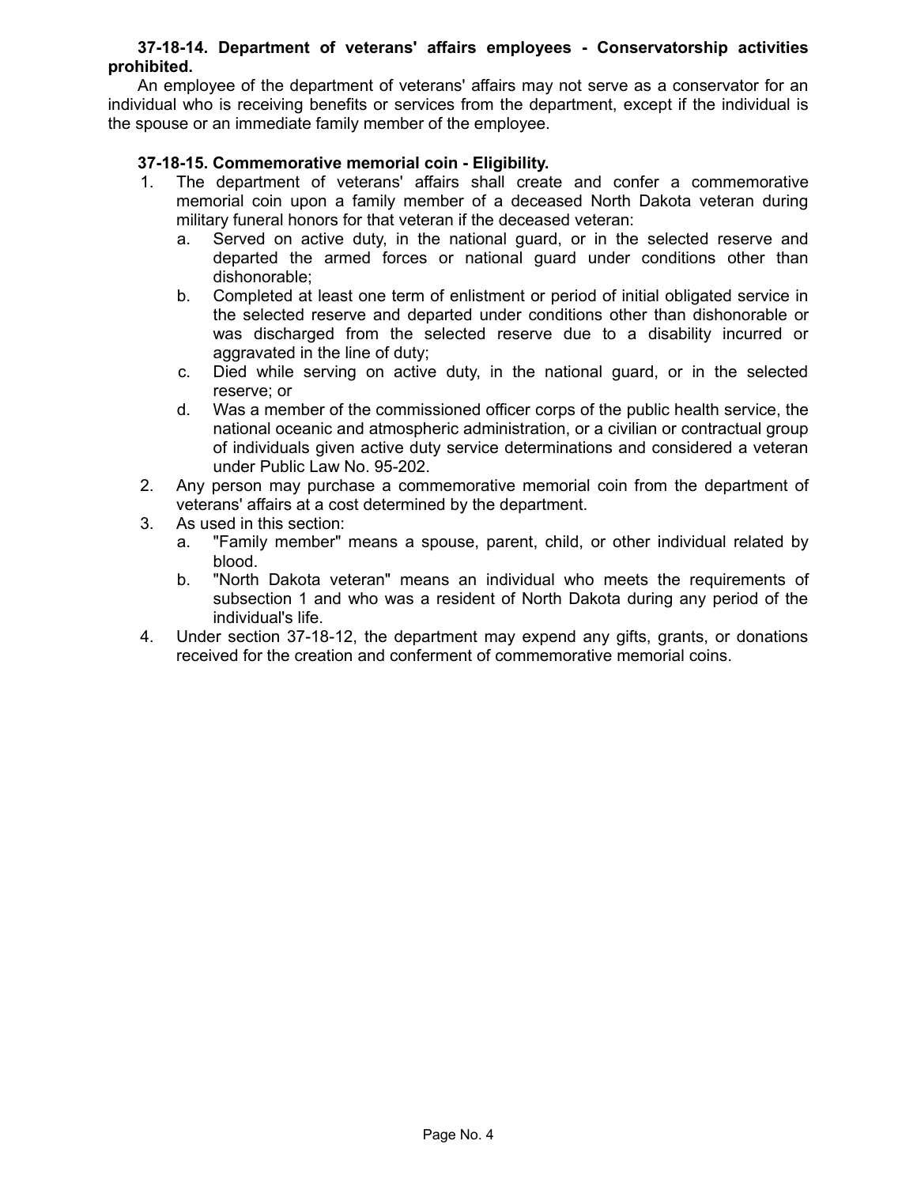**37-18-14. Department of veterans' affairs employees - Conservatorship activities prohibited.**

An employee of the department of veterans' affairs may not serve as a conservator for an individual who is receiving benefits or services from the department, except if the individual is the spouse or an immediate family member of the employee.

**37-18-15. Commemorative memorial coin - Eligibility.**

1. The department of veterans' affairs shall create and confer a commemorative memorial coin upon a family member of a deceased North Dakota veteran during military funeral honors for that veteran if the deceased veteran:
   a. Served on active duty, in the national guard, or in the selected reserve and departed the armed forces or national guard under conditions other than dishonorable;
   b. Completed at least one term of enlistment or period of initial obligated service in the selected reserve and departed under conditions other than dishonorable or was discharged from the selected reserve due to a disability incurred or aggravated in the line of duty;
   c. Died while serving on active duty, in the national guard, or in the selected reserve; or
   d. Was a member of the commissioned officer corps of the public health service, the national oceanic and atmospheric administration, or a civilian or contractual group of individuals given active duty service determinations and considered a veteran under Public Law No. 95-202.
2. Any person may purchase a commemorative memorial coin from the department of veterans' affairs at a cost determined by the department.
3. As used in this section:
   a. "Family member" means a spouse, parent, child, or other individual related by blood.
   b. "North Dakota veteran" means an individual who meets the requirements of subsection 1 and who was a resident of North Dakota during any period of the individual's life.
4. Under section 37-18-12, the department may expend any gifts, grants, or donations received for the creation and conferment of commemorative memorial coins.